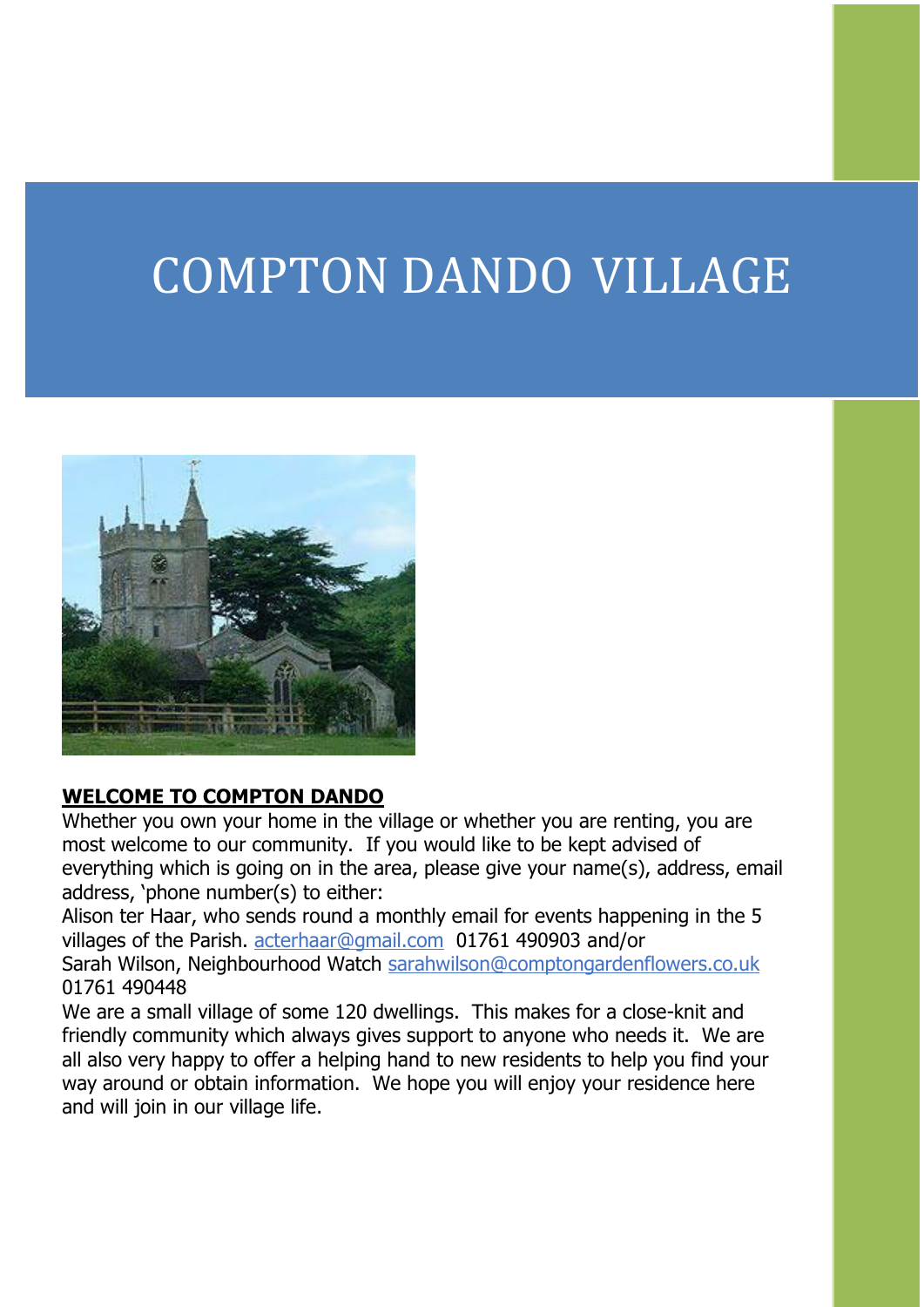# COMPTON DANDO VILLAGE

**WELCOME TO COMPTON DANDO**

Whether you own your home in the village or whether you are renting, you are most welcome to our community. If you would like to be kept advised of everything which is going on in the area, please give your name(s), address, email address, 'phone number(s) to either:

Alison ter Haar, who sends round a monthly email for events happening in the 5 villages of the Parish. acterhaar@gmail.com 01761 490903 and/or

Sarah Wilson, Neighbourhood Watch sarahwilson@comptongardenflowers.co.uk 01761 490448

We are a small village of some 120 dwellings. This makes for a close-knit and friendly community which always gives support to anyone who needs it. We are all also very happy to offer a helping hand to new residents to help you find your way around or obtain information. We hope you will enjoy your residence here and will join in our village life.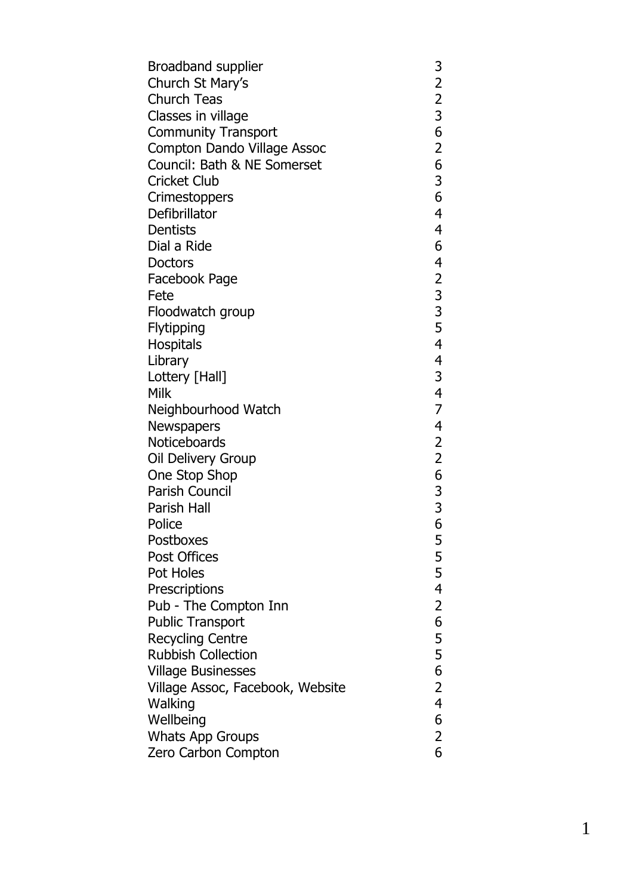| | |
|---|---|
| Broadband supplier | 3 |
| Church St Mary's | 2 |
| Church Teas | 2 |
| Classes in village | 3 |
| Community Transport | 6 |
| Compton Dando Village Assoc | 2 |
| Council: Bath & NE Somerset | 6 |
| Cricket Club | 3 |
| Crimestoppers | 6 |
| Defibrillator | 4 |
| Dentists | 4 |
| Dial a Ride | 6 |
| Doctors | 4 |
| Facebook Page | 2 |
| Fete | 3 |
| Floodwatch group | 3 |
| Flytipping | 5 |
| Hospitals | 4 |
| Library | 4 |
| Lottery [Hall] | 3 |
| Milk | 4 |
| Neighbourhood Watch | 7 |
| Newspapers | 4 |
| Noticeboards | 2 |
| Oil Delivery Group | 2 |
| One Stop Shop | 6 |
| Parish Council | 3 |
| Parish Hall | 3 |
| Police | 6 |
| Postboxes | 5 |
| Post Offices | 5 |
| Pot Holes | 5 |
| Prescriptions | 4 |
| Pub - The Compton Inn | 2 |
| Public Transport | 6 |
| Recycling Centre | 5 |
| Rubbish Collection | 5 |
| Village Businesses | 6 |
| Village Assoc, Facebook, Website | 2 |
| Walking | 4 |
| Wellbeing | 6 |
| Whats App Groups | 2 |
| Zero Carbon Compton | 6 |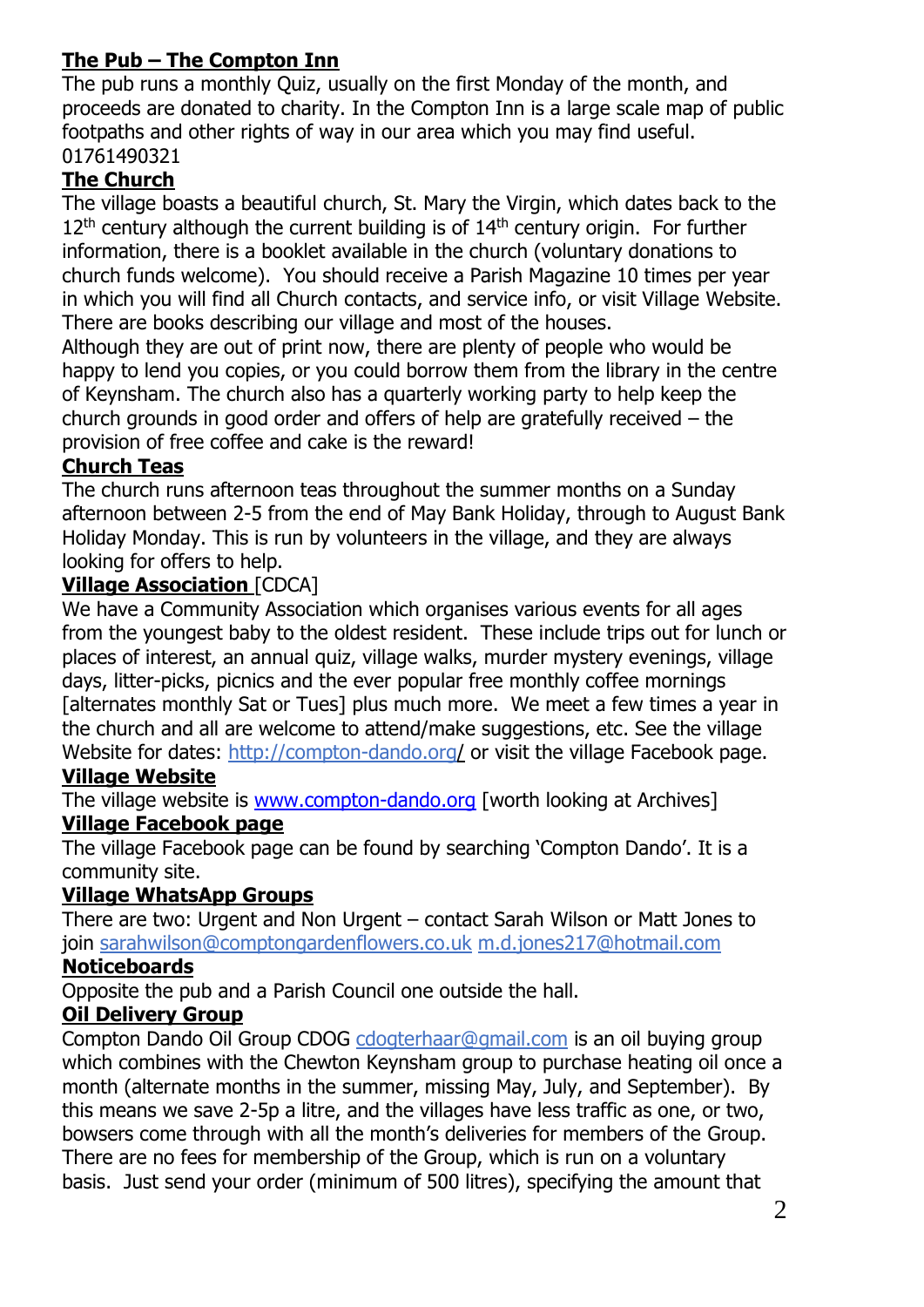**The Pub – The Compton Inn**

The pub runs a monthly Quiz, usually on the first Monday of the month, and proceeds are donated to charity. In the Compton Inn is a large scale map of public footpaths and other rights of way in our area which you may find useful. 01761490321

**The Church**

The village boasts a beautiful church, St. Mary the Virgin, which dates back to the 12th century although the current building is of 14th century origin. For further information, there is a booklet available in the church (voluntary donations to church funds welcome). You should receive a Parish Magazine 10 times per year in which you will find all Church contacts, and service info, or visit Village Website. There are books describing our village and most of the houses.

Although they are out of print now, there are plenty of people who would be happy to lend you copies, or you could borrow them from the library in the centre of Keynsham. The church also has a quarterly working party to help keep the church grounds in good order and offers of help are gratefully received – the provision of free coffee and cake is the reward!

**Church Teas**

The church runs afternoon teas throughout the summer months on a Sunday afternoon between 2-5 from the end of May Bank Holiday, through to August Bank Holiday Monday. This is run by volunteers in the village, and they are always looking for offers to help.

**Village Association** [CDCA]

We have a Community Association which organises various events for all ages from the youngest baby to the oldest resident. These include trips out for lunch or places of interest, an annual quiz, village walks, murder mystery evenings, village days, litter-picks, picnics and the ever popular free monthly coffee mornings [alternates monthly Sat or Tues] plus much more. We meet a few times a year in the church and all are welcome to attend/make suggestions, etc. See the village Website for dates: http://compton-dando.org/ or visit the village Facebook page.

**Village Website**

The village website is www.compton-dando.org [worth looking at Archives]

**Village Facebook page**

The village Facebook page can be found by searching 'Compton Dando'. It is a community site.

**Village WhatsApp Groups**

There are two: Urgent and Non Urgent – contact Sarah Wilson or Matt Jones to join sarahwilson@comptongardenflowers.co.uk m.d.jones217@hotmail.com

**Noticeboards**

Opposite the pub and a Parish Council one outside the hall.

**Oil Delivery Group**

Compton Dando Oil Group CDOG cdogterhaar@gmail.com is an oil buying group which combines with the Chewton Keynsham group to purchase heating oil once a month (alternate months in the summer, missing May, July, and September). By this means we save 2-5p a litre, and the villages have less traffic as one, or two, bowsers come through with all the month's deliveries for members of the Group. There are no fees for membership of the Group, which is run on a voluntary basis. Just send your order (minimum of 500 litres), specifying the amount that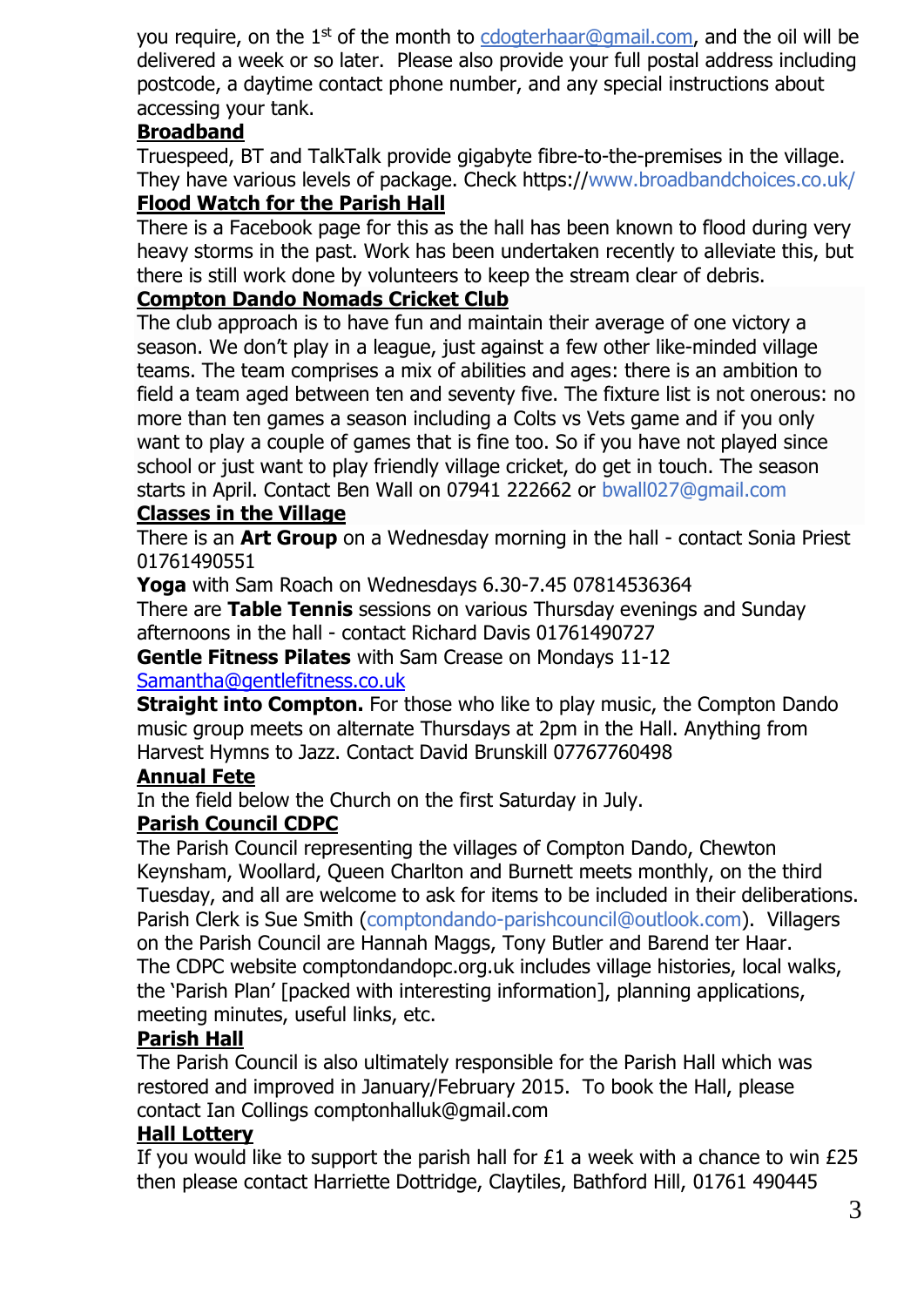you require, on the 1st of the month to cdogterhaar@gmail.com, and the oil will be delivered a week or so later. Please also provide your full postal address including postcode, a daytime contact phone number, and any special instructions about accessing your tank.

## Broadband

Truespeed, BT and TalkTalk provide gigabyte fibre-to-the-premises in the village. They have various levels of package. Check https://www.broadbandchoices.co.uk/

## Flood Watch for the Parish Hall

There is a Facebook page for this as the hall has been known to flood during very heavy storms in the past. Work has been undertaken recently to alleviate this, but there is still work done by volunteers to keep the stream clear of debris.

## Compton Dando Nomads Cricket Club

The club approach is to have fun and maintain their average of one victory a season. We don't play in a league, just against a few other like-minded village teams. The team comprises a mix of abilities and ages: there is an ambition to field a team aged between ten and seventy five. The fixture list is not onerous: no more than ten games a season including a Colts vs Vets game and if you only want to play a couple of games that is fine too. So if you have not played since school or just want to play friendly village cricket, do get in touch. The season starts in April. Contact Ben Wall on 07941 222662 or bwall027@gmail.com

## Classes in the Village

There is an **Art Group** on a Wednesday morning in the hall - contact Sonia Priest 01761490551

**Yoga** with Sam Roach on Wednesdays 6.30-7.45 07814536364

There are **Table Tennis** sessions on various Thursday evenings and Sunday afternoons in the hall - contact Richard Davis 01761490727

**Gentle Fitness Pilates** with Sam Crease on Mondays 11-12 Samantha@gentlefitness.co.uk

**Straight into Compton.** For those who like to play music, the Compton Dando music group meets on alternate Thursdays at 2pm in the Hall. Anything from Harvest Hymns to Jazz. Contact David Brunskill 07767760498

## Annual Fete

In the field below the Church on the first Saturday in July.

## Parish Council CDPC

The Parish Council representing the villages of Compton Dando, Chewton Keynsham, Woollard, Queen Charlton and Burnett meets monthly, on the third Tuesday, and all are welcome to ask for items to be included in their deliberations. Parish Clerk is Sue Smith (comptondando-parishcouncil@outlook.com). Villagers on the Parish Council are Hannah Maggs, Tony Butler and Barend ter Haar.
The CDPC website comptondandopc.org.uk includes village histories, local walks, the 'Parish Plan' [packed with interesting information], planning applications, meeting minutes, useful links, etc.

## Parish Hall

The Parish Council is also ultimately responsible for the Parish Hall which was restored and improved in January/February 2015. To book the Hall, please contact Ian Collings comptonhalluk@gmail.com

## Hall Lottery

If you would like to support the parish hall for £1 a week with a chance to win £25 then please contact Harriette Dottridge, Claytiles, Bathford Hill, 01761 490445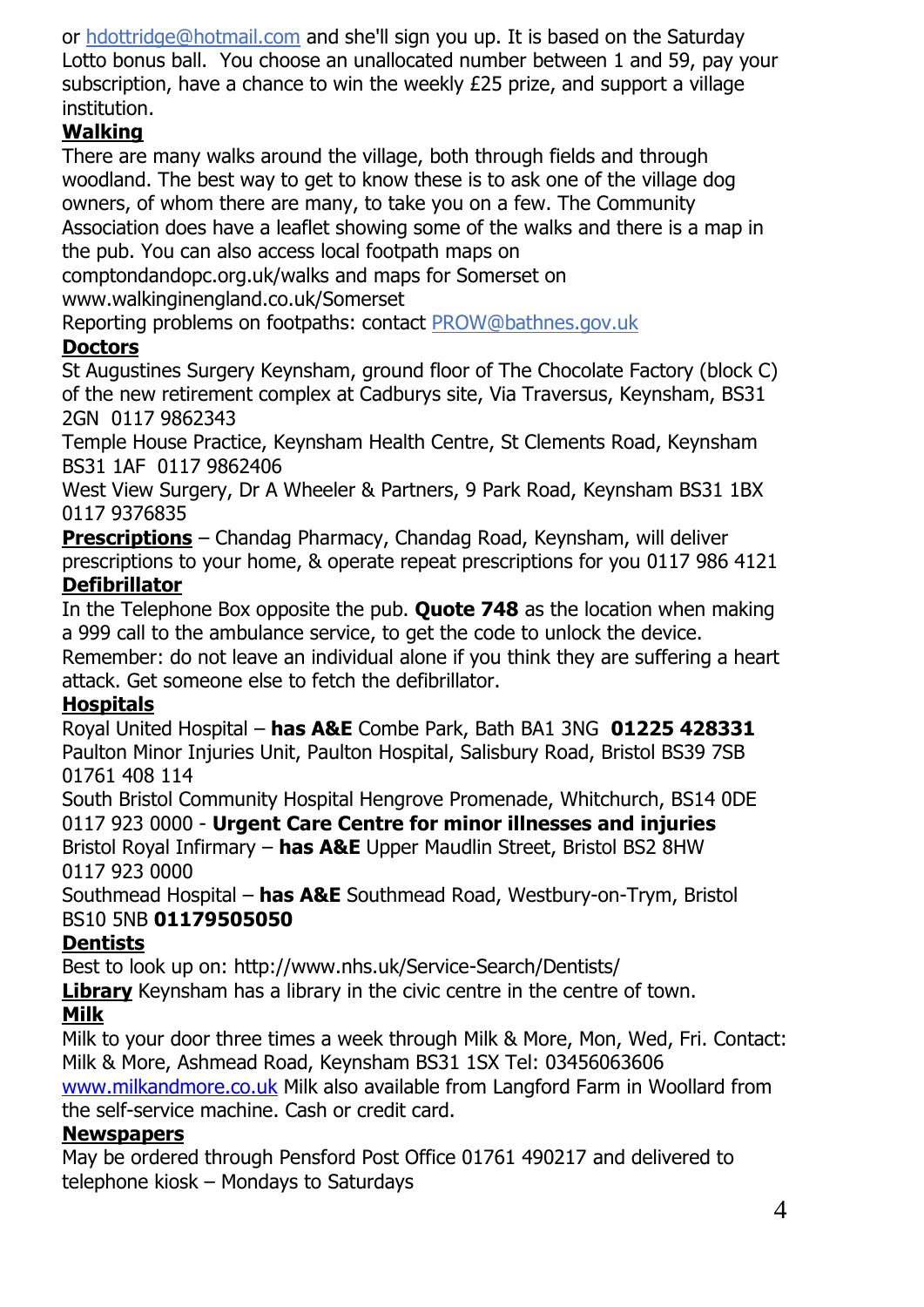or hdottridge@hotmail.com and she'll sign you up. It is based on the Saturday Lotto bonus ball. You choose an unallocated number between 1 and 59, pay your subscription, have a chance to win the weekly £25 prize, and support a village institution.

### Walking

There are many walks around the village, both through fields and through woodland. The best way to get to know these is to ask one of the village dog owners, of whom there are many, to take you on a few. The Community Association does have a leaflet showing some of the walks and there is a map in the pub. You can also access local footpath maps on comptondandopc.org.uk/walks and maps for Somerset on www.walkinginengland.co.uk/Somerset

Reporting problems on footpaths: contact PROW@bathnes.gov.uk

### Doctors

St Augustines Surgery Keynsham, ground floor of The Chocolate Factory (block C) of the new retirement complex at Cadburys site, Via Traversus, Keynsham, BS31 2GN 0117 9862343

Temple House Practice, Keynsham Health Centre, St Clements Road, Keynsham BS31 1AF 0117 9862406

West View Surgery, Dr A Wheeler & Partners, 9 Park Road, Keynsham BS31 1BX 0117 9376835

**Prescriptions** – Chandag Pharmacy, Chandag Road, Keynsham, will deliver prescriptions to your home, & operate repeat prescriptions for you 0117 986 4121

### Defibrillator

In the Telephone Box opposite the pub. **Quote 748** as the location when making a 999 call to the ambulance service, to get the code to unlock the device. Remember: do not leave an individual alone if you think they are suffering a heart attack. Get someone else to fetch the defibrillator.

### Hospitals

Royal United Hospital – **has A&E** Combe Park, Bath BA1 3NG **01225 428331**

Paulton Minor Injuries Unit, Paulton Hospital, Salisbury Road, Bristol BS39 7SB 01761 408 114

South Bristol Community Hospital Hengrove Promenade, Whitchurch, BS14 0DE 0117 923 0000 - **Urgent Care Centre for minor illnesses and injuries**

Bristol Royal Infirmary – **has A&E** Upper Maudlin Street, Bristol BS2 8HW 0117 923 0000

Southmead Hospital – **has A&E** Southmead Road, Westbury-on-Trym, Bristol BS10 5NB **01179505050**

### Dentists

Best to look up on: http://www.nhs.uk/Service-Search/Dentists/

**Library** Keynsham has a library in the civic centre in the centre of town.

### Milk

Milk to your door three times a week through Milk & More, Mon, Wed, Fri. Contact: Milk & More, Ashmead Road, Keynsham BS31 1SX Tel: 03456063606 www.milkandmore.co.uk Milk also available from Langford Farm in Woollard from the self-service machine. Cash or credit card.

### Newspapers

May be ordered through Pensford Post Office 01761 490217 and delivered to telephone kiosk – Mondays to Saturdays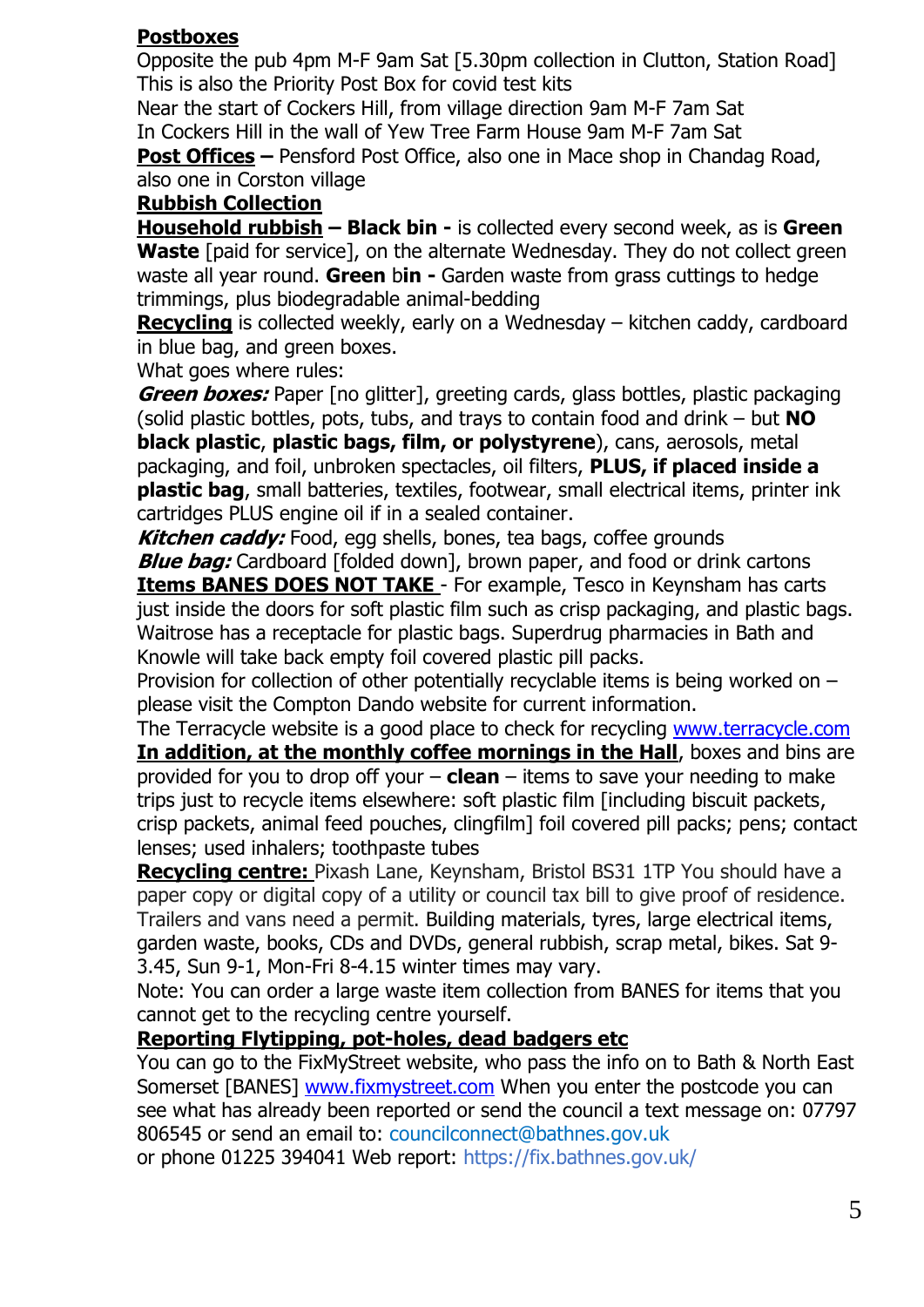**Postboxes**

Opposite the pub 4pm M-F 9am Sat [5.30pm collection in Clutton, Station Road] This is also the Priority Post Box for covid test kits

Near the start of Cockers Hill, from village direction 9am M-F 7am Sat

In Cockers Hill in the wall of Yew Tree Farm House 9am M-F 7am Sat

**Post Offices –** Pensford Post Office, also one in Mace shop in Chandag Road, also one in Corston village

**Rubbish Collection**

**Household rubbish – Black bin -** is collected every second week, as is **Green Waste** [paid for service], on the alternate Wednesday. They do not collect green waste all year round. **Green** b**in -** Garden waste from grass cuttings to hedge trimmings, plus biodegradable animal-bedding

**Recycling** is collected weekly, early on a Wednesday – kitchen caddy, cardboard in blue bag, and green boxes.

What goes where rules:

***Green boxes:*** Paper [no glitter], greeting cards, glass bottles, plastic packaging (solid plastic bottles, pots, tubs, and trays to contain food and drink – but **NO black plastic**, **plastic bags, film, or polystyrene**), cans, aerosols, metal packaging, and foil, unbroken spectacles, oil filters, **PLUS, if placed inside a plastic bag**, small batteries, textiles, footwear, small electrical items, printer ink cartridges PLUS engine oil if in a sealed container.

***Kitchen caddy:*** Food, egg shells, bones, tea bags, coffee grounds

***Blue bag:*** Cardboard [folded down], brown paper, and food or drink cartons

**Items BANES DOES NOT TAKE** - For example, Tesco in Keynsham has carts just inside the doors for soft plastic film such as crisp packaging, and plastic bags. Waitrose has a receptacle for plastic bags. Superdrug pharmacies in Bath and Knowle will take back empty foil covered plastic pill packs.

Provision for collection of other potentially recyclable items is being worked on – please visit the Compton Dando website for current information.

The Terracycle website is a good place to check for recycling www.terracycle.com

**In addition, at the monthly coffee mornings in the Hall**, boxes and bins are provided for you to drop off your – **clean** – items to save your needing to make trips just to recycle items elsewhere: soft plastic film [including biscuit packets, crisp packets, animal feed pouches, clingfilm] foil covered pill packs; pens; contact lenses; used inhalers; toothpaste tubes

**Recycling centre:** Pixash Lane, Keynsham, Bristol BS31 1TP You should have a paper copy or digital copy of a utility or council tax bill to give proof of residence. Trailers and vans need a permit. Building materials, tyres, large electrical items, garden waste, books, CDs and DVDs, general rubbish, scrap metal, bikes. Sat 9-3.45, Sun 9-1, Mon-Fri 8-4.15 winter times may vary.

Note: You can order a large waste item collection from BANES for items that you cannot get to the recycling centre yourself.

**Reporting Flytipping, pot-holes, dead badgers etc**

You can go to the FixMyStreet website, who pass the info on to Bath & North East Somerset [BANES] www.fixmystreet.com When you enter the postcode you can see what has already been reported or send the council a text message on: 07797 806545 or send an email to: councilconnect@bathnes.gov.uk

or phone 01225 394041 Web report: https://fix.bathnes.gov.uk/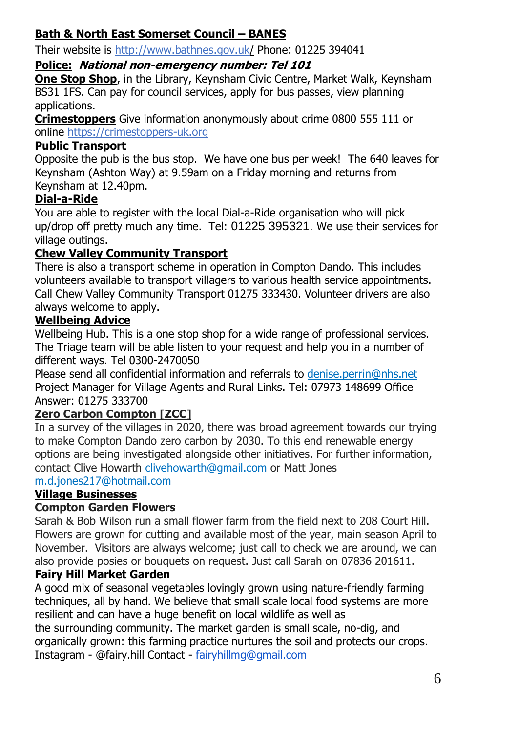**Bath & North East Somerset Council – BANES**

Their website is http://www.bathnes.gov.uk/ Phone: 01225 394041

**Police:** ***National non-emergency number: Tel 101***

**One Stop Shop**, in the Library, Keynsham Civic Centre, Market Walk, Keynsham BS31 1FS. Can pay for council services, apply for bus passes, view planning applications.

**Crimestoppers** Give information anonymously about crime 0800 555 111 or online https://crimestoppers-uk.org

**Public Transport**

Opposite the pub is the bus stop. We have one bus per week! The 640 leaves for Keynsham (Ashton Way) at 9.59am on a Friday morning and returns from Keynsham at 12.40pm.

**Dial-a-Ride**

You are able to register with the local Dial-a-Ride organisation who will pick up/drop off pretty much any time. Tel: 01225 395321. We use their services for village outings.

**Chew Valley Community Transport**

There is also a transport scheme in operation in Compton Dando. This includes volunteers available to transport villagers to various health service appointments. Call Chew Valley Community Transport 01275 333430. Volunteer drivers are also always welcome to apply.

**Wellbeing Advice**

Wellbeing Hub. This is a one stop shop for a wide range of professional services. The Triage team will be able listen to your request and help you in a number of different ways. Tel 0300-2470050

Please send all confidential information and referrals to denise.perrin@nhs.net Project Manager for Village Agents and Rural Links. Tel: 07973 148699 Office Answer: 01275 333700

**Zero Carbon Compton [ZCC]**

In a survey of the villages in 2020, there was broad agreement towards our trying to make Compton Dando zero carbon by 2030. To this end renewable energy options are being investigated alongside other initiatives. For further information, contact Clive Howarth clivehowarth@gmail.com or Matt Jones m.d.jones217@hotmail.com

**Village Businesses**

**Compton Garden Flowers**

Sarah & Bob Wilson run a small flower farm from the field next to 208 Court Hill. Flowers are grown for cutting and available most of the year, main season April to November. Visitors are always welcome; just call to check we are around, we can also provide posies or bouquets on request. Just call Sarah on 07836 201611.

**Fairy Hill Market Garden**

A good mix of seasonal vegetables lovingly grown using nature-friendly farming techniques, all by hand. We believe that small scale local food systems are more resilient and can have a huge benefit on local wildlife as well as the surrounding community. The market garden is small scale, no-dig, and organically grown: this farming practice nurtures the soil and protects our crops. Instagram - @fairy.hill Contact - fairyhillmg@gmail.com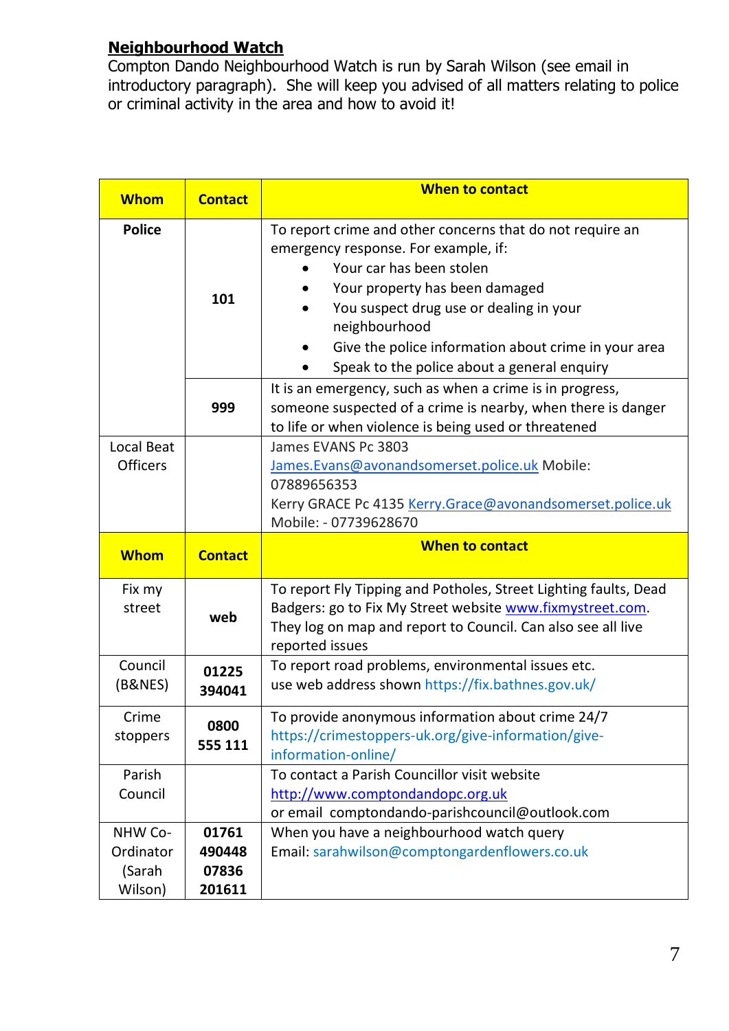## Neighbourhood Watch

Compton Dando Neighbourhood Watch is run by Sarah Wilson (see email in introductory paragraph). She will keep you advised of all matters relating to police or criminal activity in the area and how to avoid it!

| Whom | Contact | When to contact |
|---|---|---|
| **Police** | **101** | To report crime and other concerns that do not require an emergency response. For example, if: <br>• Your car has been stolen <br>• Your property has been damaged <br>• You suspect drug use or dealing in your neighbourhood <br>• Give the police information about crime in your area <br>• Speak to the police about a general enquiry |
| | **999** | It is an emergency, such as when a crime is in progress, someone suspected of a crime is nearby, when there is danger to life or when violence is being used or threatened |
| Local Beat Officers | | James EVANS Pc 3803 James.Evans@avonandsomerset.police.uk Mobile: 07889656353 <br>Kerry GRACE Pc 4135 Kerry.Grace@avonandsomerset.police.uk Mobile: - 07739628670 |
| **Whom** | **Contact** | **When to contact** |
| Fix my street | **web** | To report Fly Tipping and Potholes, Street Lighting faults, Dead Badgers: go to Fix My Street website www.fixmystreet.com. They log on map and report to Council. Can also see all live reported issues |
| Council (B&NES) | **01225 394041** | To report road problems, environmental issues etc. use web address shown https://fix.bathnes.gov.uk/ |
| Crime stoppers | **0800 555 111** | To provide anonymous information about crime 24/7 https://crimestoppers-uk.org/give-information/give-information-online/ |
| Parish Council | | To contact a Parish Councillor visit website http://www.comptondandopc.org.uk <br>or email comptondando-parishcouncil@outlook.com |
| NHW Co-Ordinator (Sarah Wilson) | **01761 490448 07836 201611** | When you have a neighbourhood watch query <br>Email: sarahwilson@comptongardenflowers.co.uk |